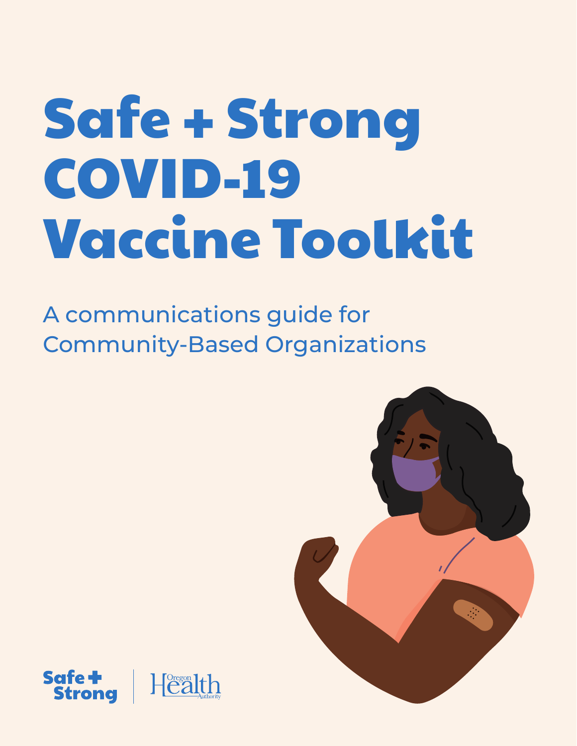# Safe + Strong COVID-19 Vaccine Toolkit

A communications guide for Community-Based Organizations

Safe + Strong | Oregon Health Authority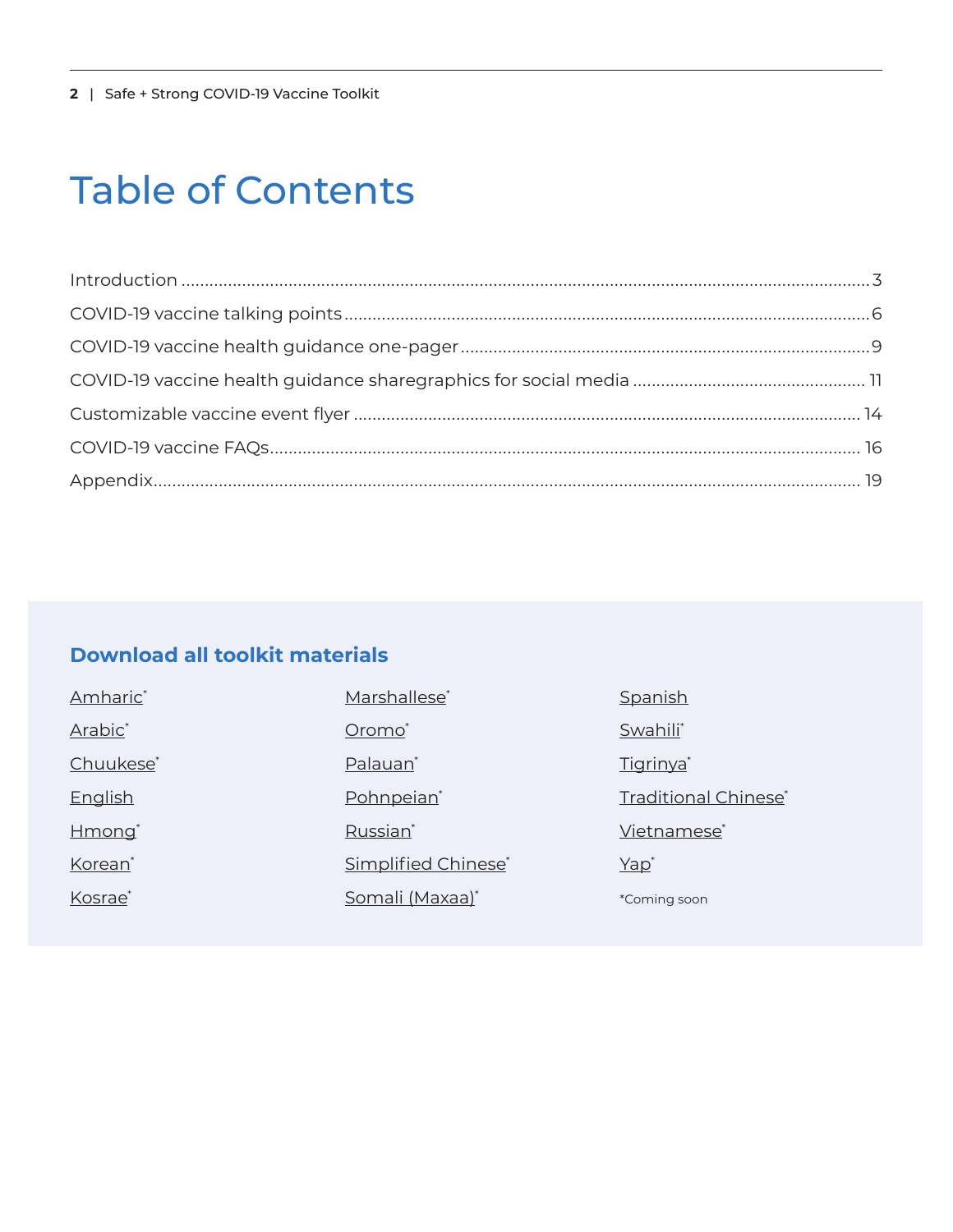# Table of Contents

Introduction ..... 3
COVID-19 vaccine talking points ..... 6
COVID-19 vaccine health guidance one-pager ..... 9
COVID-19 vaccine health guidance sharegraphics for social media ..... 11
Customizable vaccine event flyer ..... 14
COVID-19 vaccine FAQs ..... 16
Appendix ..... 19

## Download all toolkit materials

- Amharic*
- Arabic*
- Chuukese*
- English
- Hmong*
- Korean*
- Kosrae*
- Marshallese*
- Oromo*
- Palauan*
- Pohnpeian*
- Russian*
- Simplified Chinese*
- Somali (Maxaa)*
- Spanish
- Swahili*
- Tigrinya*
- Traditional Chinese*
- Vietnamese*
- Yap*

*Coming soon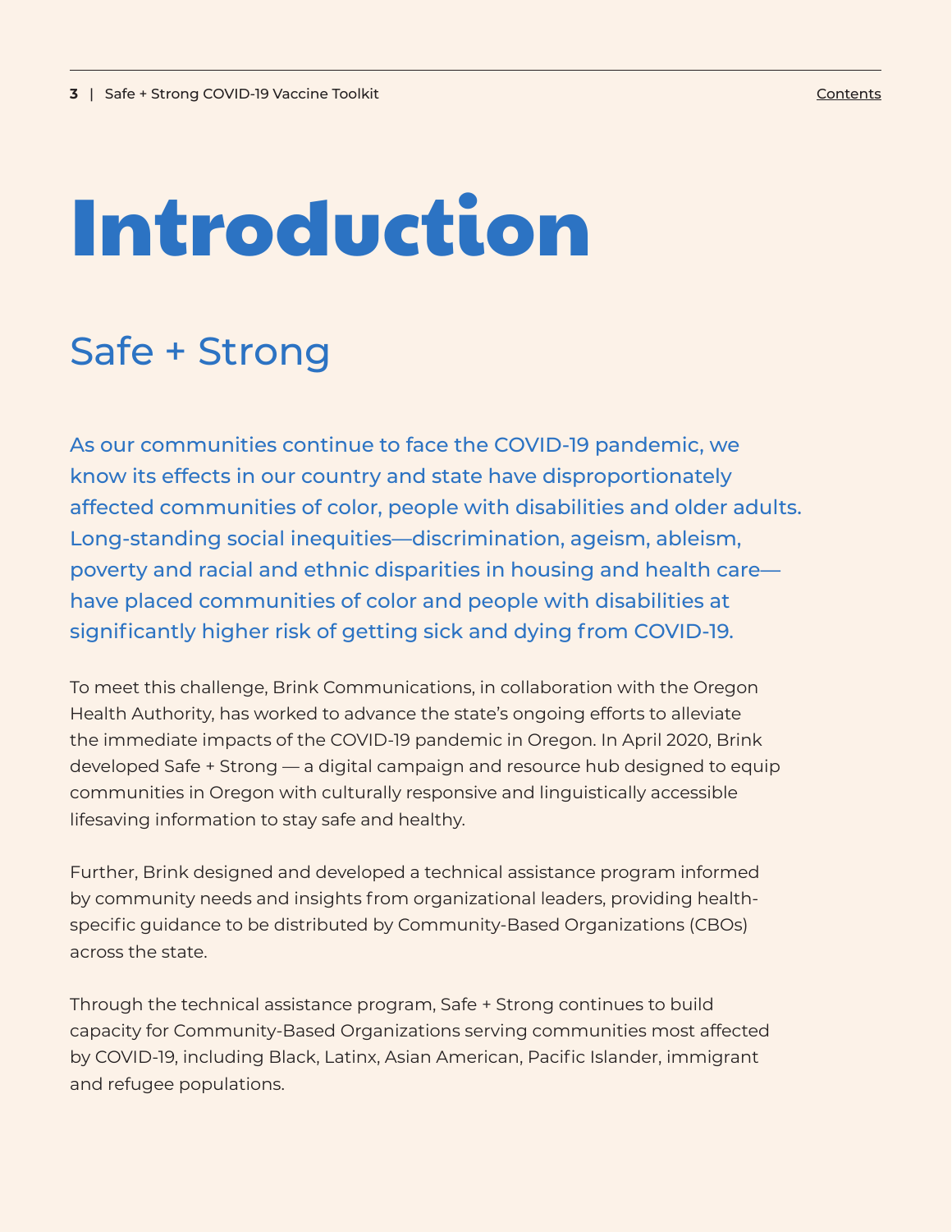# Introduction

## Safe + Strong

As our communities continue to face the COVID-19 pandemic, we know its effects in our country and state have disproportionately affected communities of color, people with disabilities and older adults. Long-standing social inequities—discrimination, ageism, ableism, poverty and racial and ethnic disparities in housing and health care—have placed communities of color and people with disabilities at significantly higher risk of getting sick and dying from COVID-19.

To meet this challenge, Brink Communications, in collaboration with the Oregon Health Authority, has worked to advance the state's ongoing efforts to alleviate the immediate impacts of the COVID-19 pandemic in Oregon. In April 2020, Brink developed Safe + Strong — a digital campaign and resource hub designed to equip communities in Oregon with culturally responsive and linguistically accessible lifesaving information to stay safe and healthy.

Further, Brink designed and developed a technical assistance program informed by community needs and insights from organizational leaders, providing health-specific guidance to be distributed by Community-Based Organizations (CBOs) across the state.

Through the technical assistance program, Safe + Strong continues to build capacity for Community-Based Organizations serving communities most affected by COVID-19, including Black, Latinx, Asian American, Pacific Islander, immigrant and refugee populations.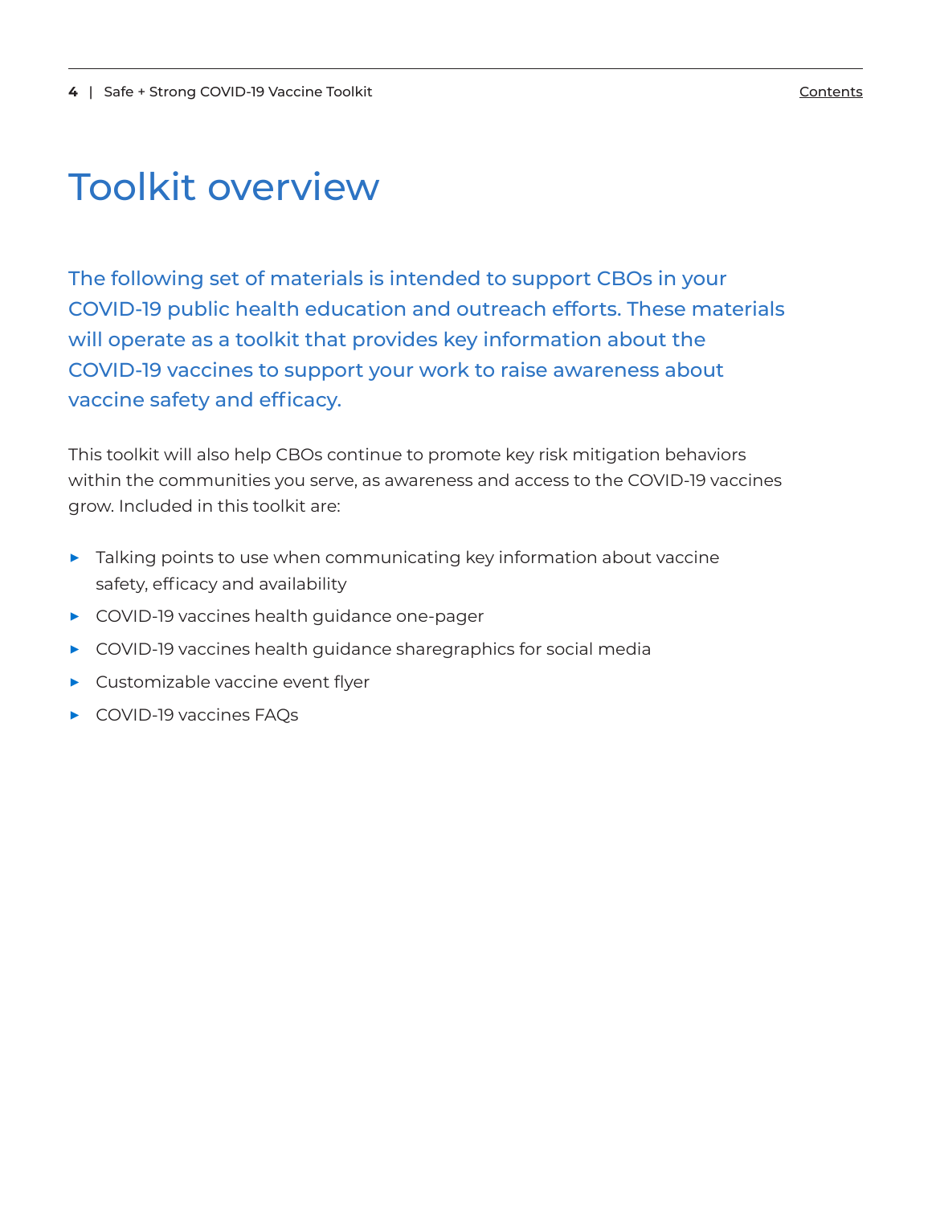# Toolkit overview

The following set of materials is intended to support CBOs in your COVID-19 public health education and outreach efforts. These materials will operate as a toolkit that provides key information about the COVID-19 vaccines to support your work to raise awareness about vaccine safety and efficacy.

This toolkit will also help CBOs continue to promote key risk mitigation behaviors within the communities you serve, as awareness and access to the COVID-19 vaccines grow. Included in this toolkit are:

- Talking points to use when communicating key information about vaccine safety, efficacy and availability
- COVID-19 vaccines health guidance one-pager
- COVID-19 vaccines health guidance sharegraphics for social media
- Customizable vaccine event flyer
- COVID-19 vaccines FAQs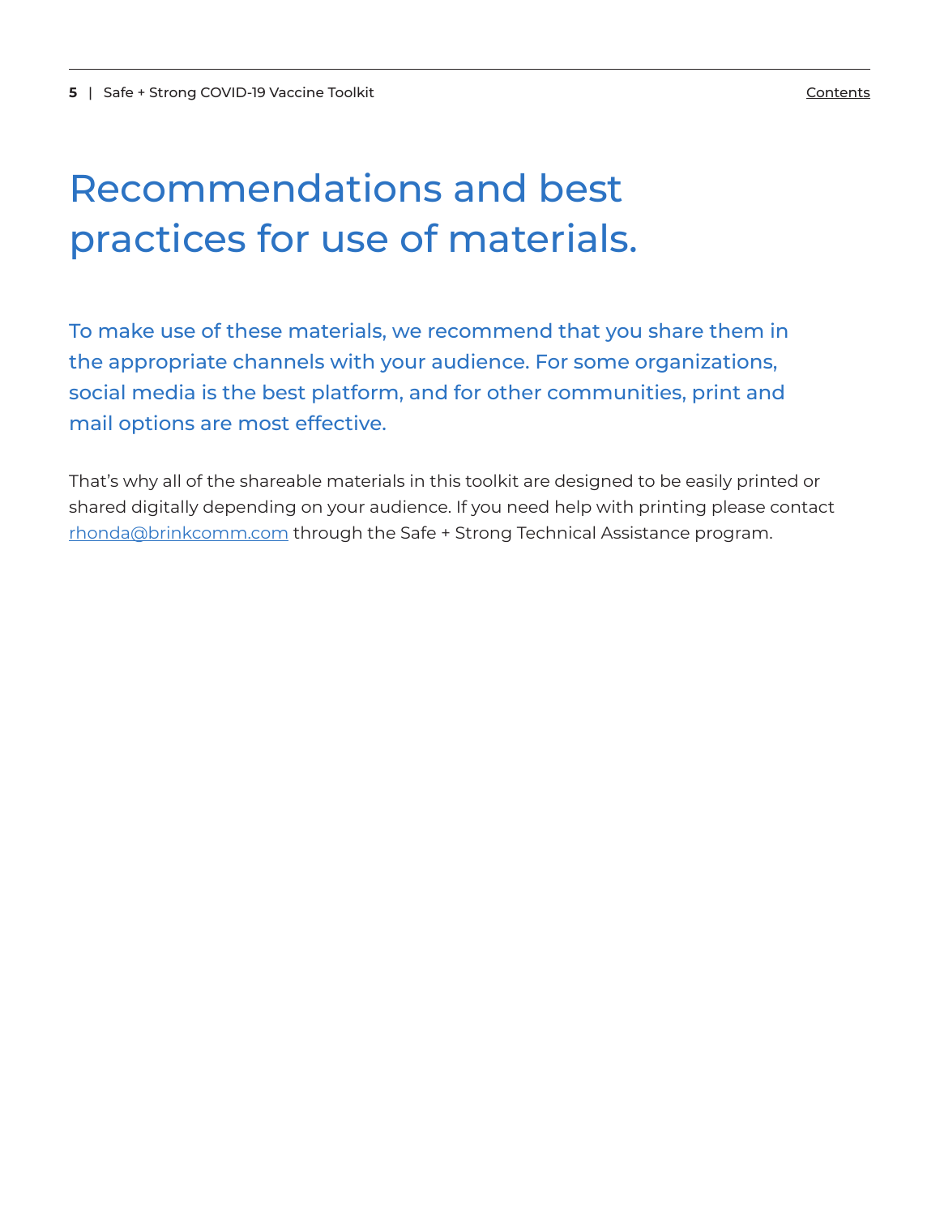# Recommendations and best practices for use of materials.

To make use of these materials, we recommend that you share them in the appropriate channels with your audience. For some organizations, social media is the best platform, and for other communities, print and mail options are most effective.

That's why all of the shareable materials in this toolkit are designed to be easily printed or shared digitally depending on your audience. If you need help with printing please contact rhonda@brinkcomm.com through the Safe + Strong Technical Assistance program.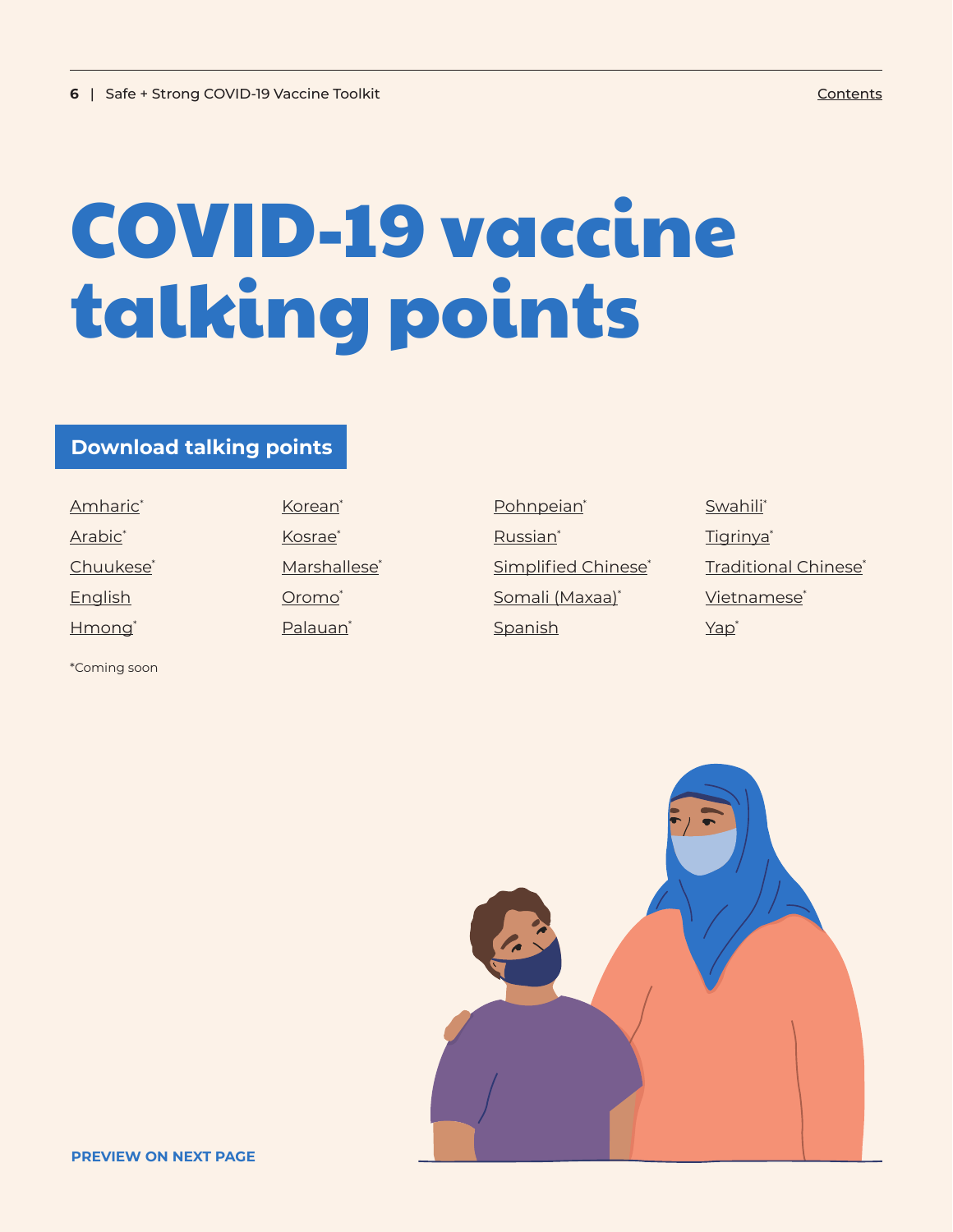# COVID-19 vaccine talking points

## Download talking points

- Amharic*
- Arabic*
- Chuukese*
- English
- Hmong*
- Korean*
- Kosrae*
- Marshallese*
- Oromo*
- Palauan*
- Pohnpeian*
- Russian*
- Simplified Chinese*
- Somali (Maxaa)*
- Spanish
- Swahili*
- Tigrinya*
- Traditional Chinese*
- Vietnamese*
- Yap*

*Coming soon

**PREVIEW ON NEXT PAGE**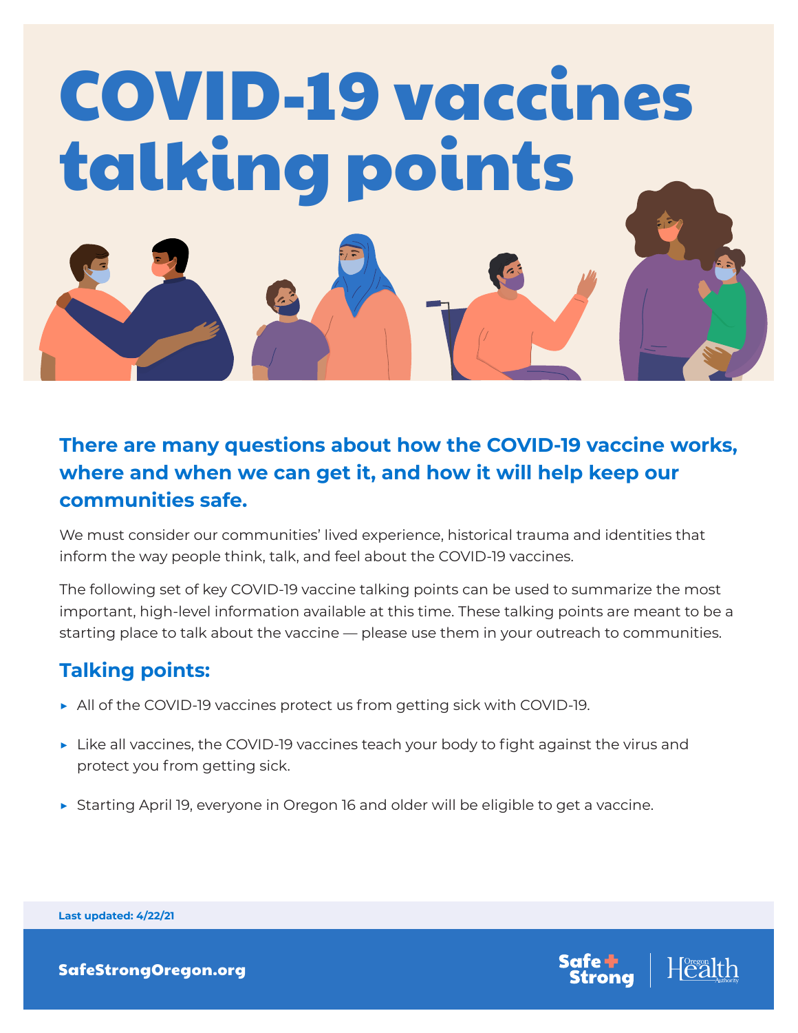# COVID-19 vaccines talking points

## There are many questions about how the COVID-19 vaccine works, where and when we can get it, and how it will help keep our communities safe.

We must consider our communities' lived experience, historical trauma and identities that inform the way people think, talk, and feel about the COVID-19 vaccines.

The following set of key COVID-19 vaccine talking points can be used to summarize the most important, high-level information available at this time. These talking points are meant to be a starting place to talk about the vaccine — please use them in your outreach to communities.

## Talking points:

- All of the COVID-19 vaccines protect us from getting sick with COVID-19.
- Like all vaccines, the COVID-19 vaccines teach your body to fight against the virus and protect you from getting sick.
- Starting April 19, everyone in Oregon 16 and older will be eligible to get a vaccine.

**Last updated: 4/22/21**

**SafeStrongOregon.org**

Safe + Strong | Oregon Health Authority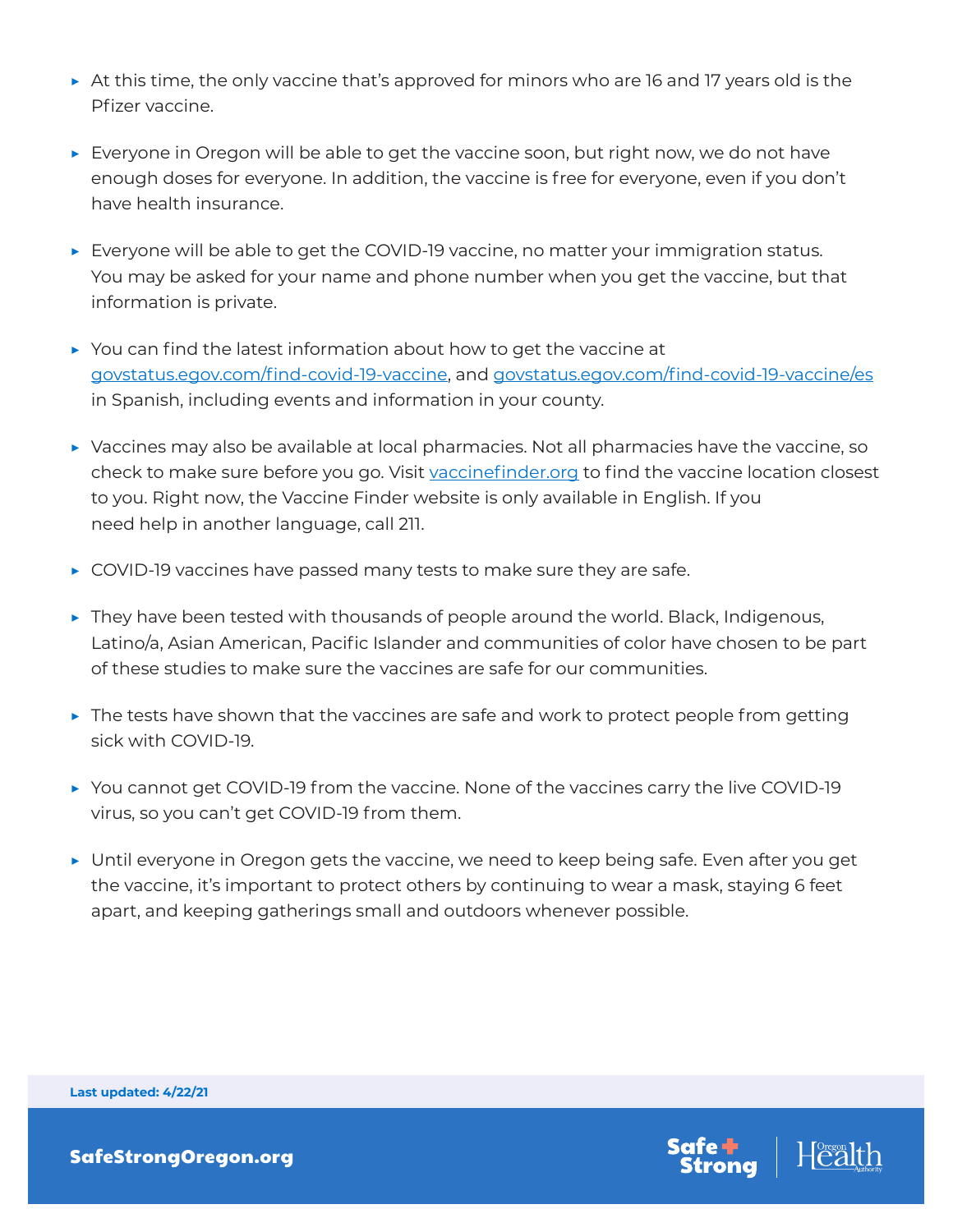- At this time, the only vaccine that's approved for minors who are 16 and 17 years old is the Pfizer vaccine.
- Everyone in Oregon will be able to get the vaccine soon, but right now, we do not have enough doses for everyone. In addition, the vaccine is free for everyone, even if you don't have health insurance.
- Everyone will be able to get the COVID-19 vaccine, no matter your immigration status. You may be asked for your name and phone number when you get the vaccine, but that information is private.
- You can find the latest information about how to get the vaccine at [govstatus.egov.com/find-covid-19-vaccine](https://govstatus.egov.com/find-covid-19-vaccine), and [govstatus.egov.com/find-covid-19-vaccine/es](https://govstatus.egov.com/find-covid-19-vaccine/es) in Spanish, including events and information in your county.
- Vaccines may also be available at local pharmacies. Not all pharmacies have the vaccine, so check to make sure before you go. Visit [vaccinefinder.org](https://vaccinefinder.org) to find the vaccine location closest to you. Right now, the Vaccine Finder website is only available in English. If you need help in another language, call 211.
- COVID-19 vaccines have passed many tests to make sure they are safe.
- They have been tested with thousands of people around the world. Black, Indigenous, Latino/a, Asian American, Pacific Islander and communities of color have chosen to be part of these studies to make sure the vaccines are safe for our communities.
- The tests have shown that the vaccines are safe and work to protect people from getting sick with COVID-19.
- You cannot get COVID-19 from the vaccine. None of the vaccines carry the live COVID-19 virus, so you can't get COVID-19 from them.
- Until everyone in Oregon gets the vaccine, we need to keep being safe. Even after you get the vaccine, it's important to protect others by continuing to wear a mask, staying 6 feet apart, and keeping gatherings small and outdoors whenever possible.

**Last updated: 4/22/21**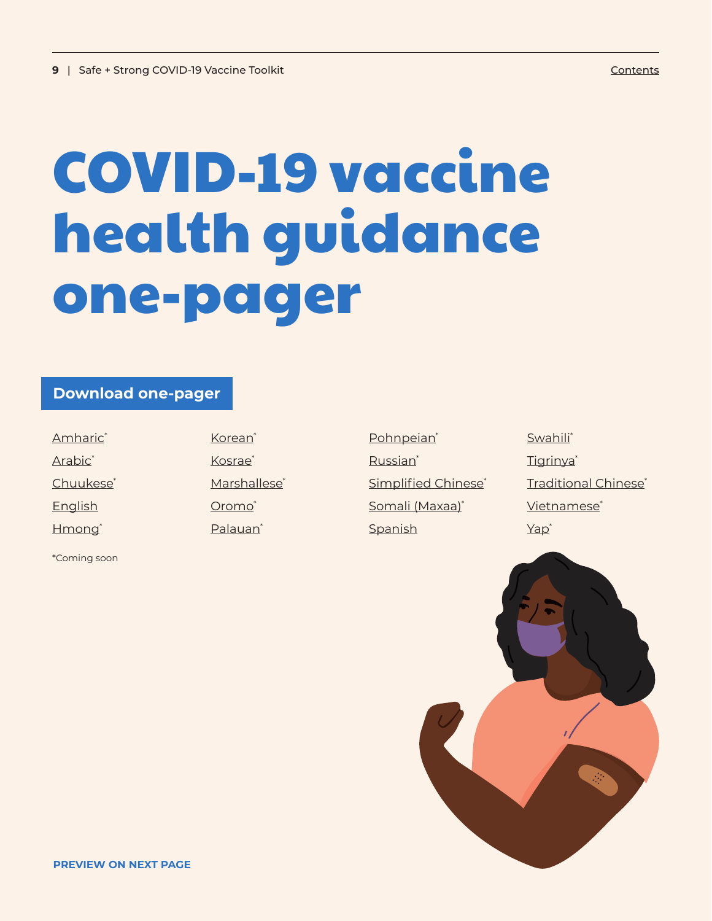# COVID-19 vaccine health guidance one-pager

**Download one-pager**

- Amharic*
- Arabic*
- Chuukese*
- English
- Hmong*
- Korean*
- Kosrae*
- Marshallese*
- Oromo*
- Palauan*
- Pohnpeian*
- Russian*
- Simplified Chinese*
- Somali (Maxaa)*
- Spanish
- Swahili*
- Tigrinya*
- Traditional Chinese*
- Vietnamese*
- Yap*

*Coming soon

**PREVIEW ON NEXT PAGE**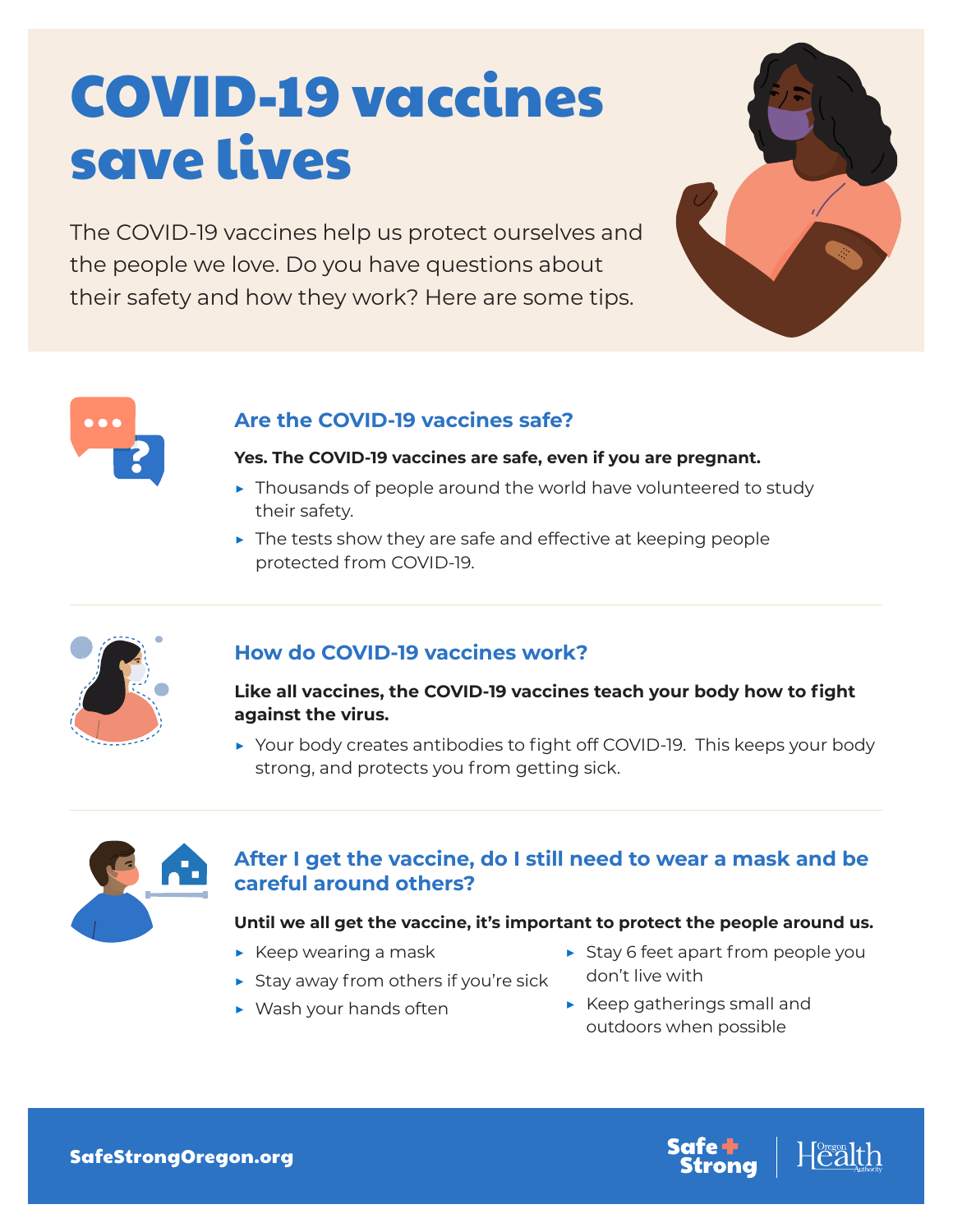# COVID-19 vaccines save lives

The COVID-19 vaccines help us protect ourselves and the people we love. Do you have questions about their safety and how they work? Here are some tips.

## Are the COVID-19 vaccines safe?

**Yes. The COVID-19 vaccines are safe, even if you are pregnant.**

- Thousands of people around the world have volunteered to study their safety.
- The tests show they are safe and effective at keeping people protected from COVID-19.

## How do COVID-19 vaccines work?

**Like all vaccines, the COVID-19 vaccines teach your body how to fight against the virus.**

- Your body creates antibodies to fight off COVID-19. This keeps your body strong, and protects you from getting sick.

## After I get the vaccine, do I still need to wear a mask and be careful around others?

**Until we all get the vaccine, it's important to protect the people around us.**

- Keep wearing a mask
- Stay away from others if you're sick
- Wash your hands often
- Stay 6 feet apart from people you don't live with
- Keep gatherings small and outdoors when possible

SafeStrongOregon.org

Safe + Strong | Oregon Health Authority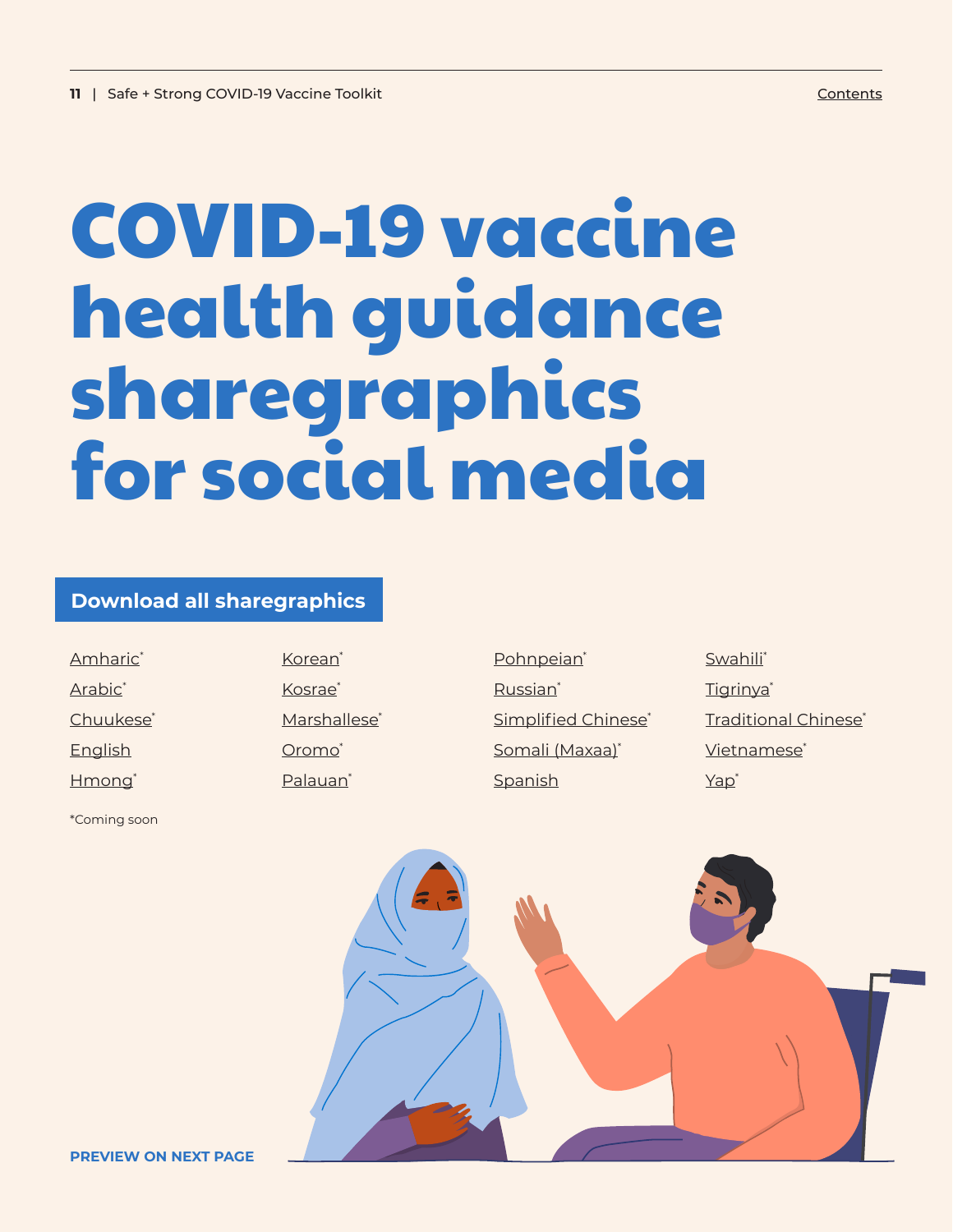# COVID-19 vaccine health guidance sharegraphics for social media

**Download all sharegraphics**

- Amharic*
- Arabic*
- Chuukese*
- English
- Hmong*
- Korean*
- Kosrae*
- Marshallese*
- Oromo*
- Palauan*
- Pohnpeian*
- Russian*
- Simplified Chinese*
- Somali (Maxaa)*
- Spanish
- Swahili*
- Tigrinya*
- Traditional Chinese*
- Vietnamese*
- Yap*

*Coming soon

**PREVIEW ON NEXT PAGE**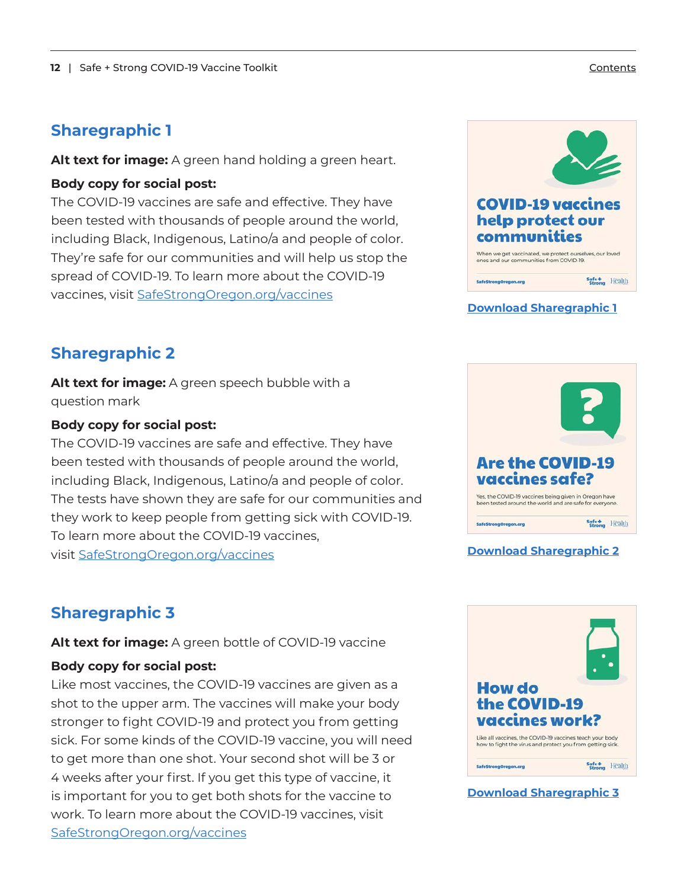## Sharegraphic 1

**Alt text for image:** A green hand holding a green heart.

**Body copy for social post:**
The COVID-19 vaccines are safe and effective. They have been tested with thousands of people around the world, including Black, Indigenous, Latino/a and people of color. They're safe for our communities and will help us stop the spread of COVID-19. To learn more about the COVID-19 vaccines, visit SafeStrongOregon.org/vaccines

**COVID-19 vaccines help protect our communities**

When we get vaccinated, we protect ourselves, our loved ones and our communities from COVID-19.

SafeStrongOregon.org

Download Sharegraphic 1

## Sharegraphic 2

**Alt text for image:** A green speech bubble with a question mark

**Body copy for social post:**
The COVID-19 vaccines are safe and effective. They have been tested with thousands of people around the world, including Black, Indigenous, Latino/a and people of color. The tests have shown they are safe for our communities and they work to keep people from getting sick with COVID-19. To learn more about the COVID-19 vaccines, visit SafeStrongOregon.org/vaccines

**Are the COVID-19 vaccines safe?**

Yes, the COVID-19 vaccines being given in Oregon have been tested around the world and are safe for everyone.

SafeStrongOregon.org

Download Sharegraphic 2

## Sharegraphic 3

**Alt text for image:** A green bottle of COVID-19 vaccine

**Body copy for social post:**
Like most vaccines, the COVID-19 vaccines are given as a shot to the upper arm. The vaccines will make your body stronger to fight COVID-19 and protect you from getting sick. For some kinds of the COVID-19 vaccine, you will need to get more than one shot. Your second shot will be 3 or 4 weeks after your first. If you get this type of vaccine, it is important for you to get both shots for the vaccine to work. To learn more about the COVID-19 vaccines, visit SafeStrongOregon.org/vaccines

**How do the COVID-19 vaccines work?**

Like all vaccines, the COVID-19 vaccines teach your body how to fight the virus and protect you from getting sick.

SafeStrongOregon.org

Download Sharegraphic 3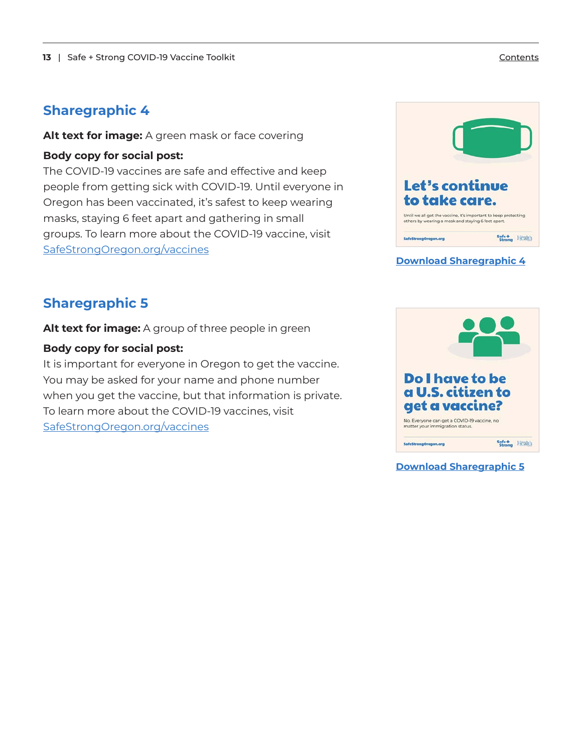## Sharegraphic 4

**Alt text for image:** A green mask or face covering

**Body copy for social post:**
The COVID-19 vaccines are safe and effective and keep people from getting sick with COVID-19. Until everyone in Oregon has been vaccinated, it's safest to keep wearing masks, staying 6 feet apart and gathering in small groups. To learn more about the COVID-19 vaccine, visit SafeStrongOregon.org/vaccines

Let's continue to take care.

Until we all get the vaccine, it's important to keep protecting others by wearing a mask and staying 6 feet apart.

SafeStrongOregon.org

Download Sharegraphic 4

## Sharegraphic 5

**Alt text for image:** A group of three people in green

**Body copy for social post:**
It is important for everyone in Oregon to get the vaccine. You may be asked for your name and phone number when you get the vaccine, but that information is private. To learn more about the COVID-19 vaccines, visit SafeStrongOregon.org/vaccines

Do I have to be a U.S. citizen to get a vaccine?

No. Everyone can get a COVID-19 vaccine, no matter your immigration status.

SafeStrongOregon.org

Download Sharegraphic 5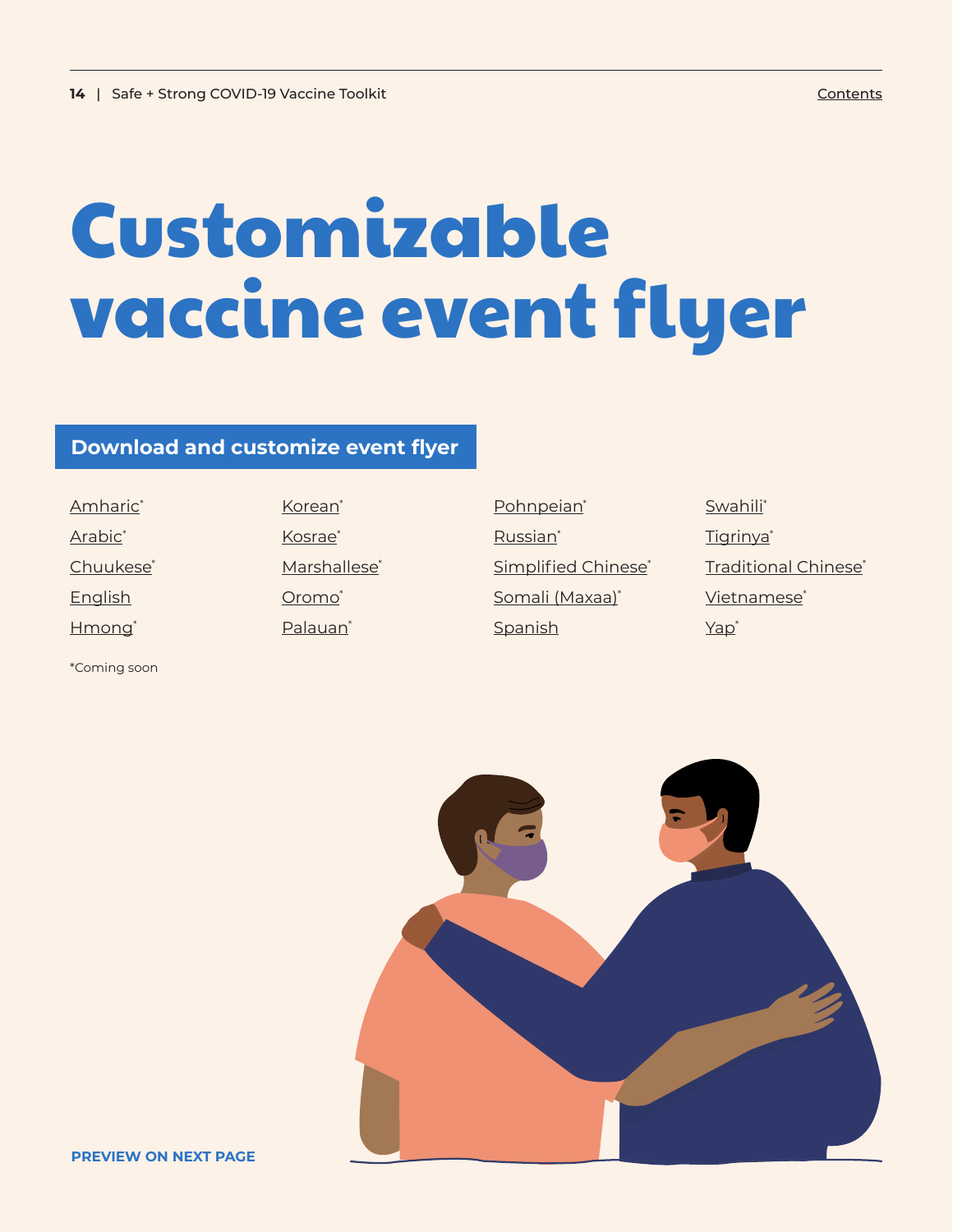# Customizable vaccine event flyer

## Download and customize event flyer

- Amharic*
- Arabic*
- Chuukese*
- English
- Hmong*
- Korean*
- Kosrae*
- Marshallese*
- Oromo*
- Palauan*
- Pohnpeian*
- Russian*
- Simplified Chinese*
- Somali (Maxaa)*
- Spanish
- Swahili*
- Tigrinya*
- Traditional Chinese*
- Vietnamese*
- Yap*

*Coming soon

**PREVIEW ON NEXT PAGE**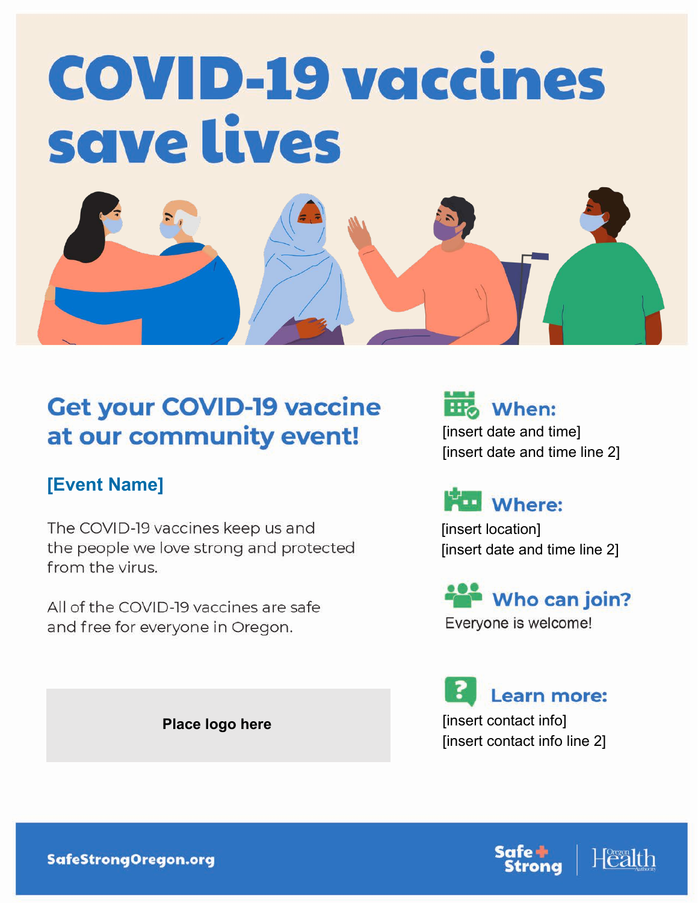# COVID-19 vaccines save lives

## Get your COVID-19 vaccine at our community event!

### [Event Name]

The COVID-19 vaccines keep us and the people we love strong and protected from the virus.

All of the COVID-19 vaccines are safe and free for everyone in Oregon.

Place logo here

### When:

[insert date and time]
[insert date and time line 2]

### Where:

[insert location]
[insert date and time line 2]

### Who can join?

Everyone is welcome!

### Learn more:

[insert contact info]
[insert contact info line 2]

SafeStrongOregon.org

Safe + Strong | Oregon Health Authority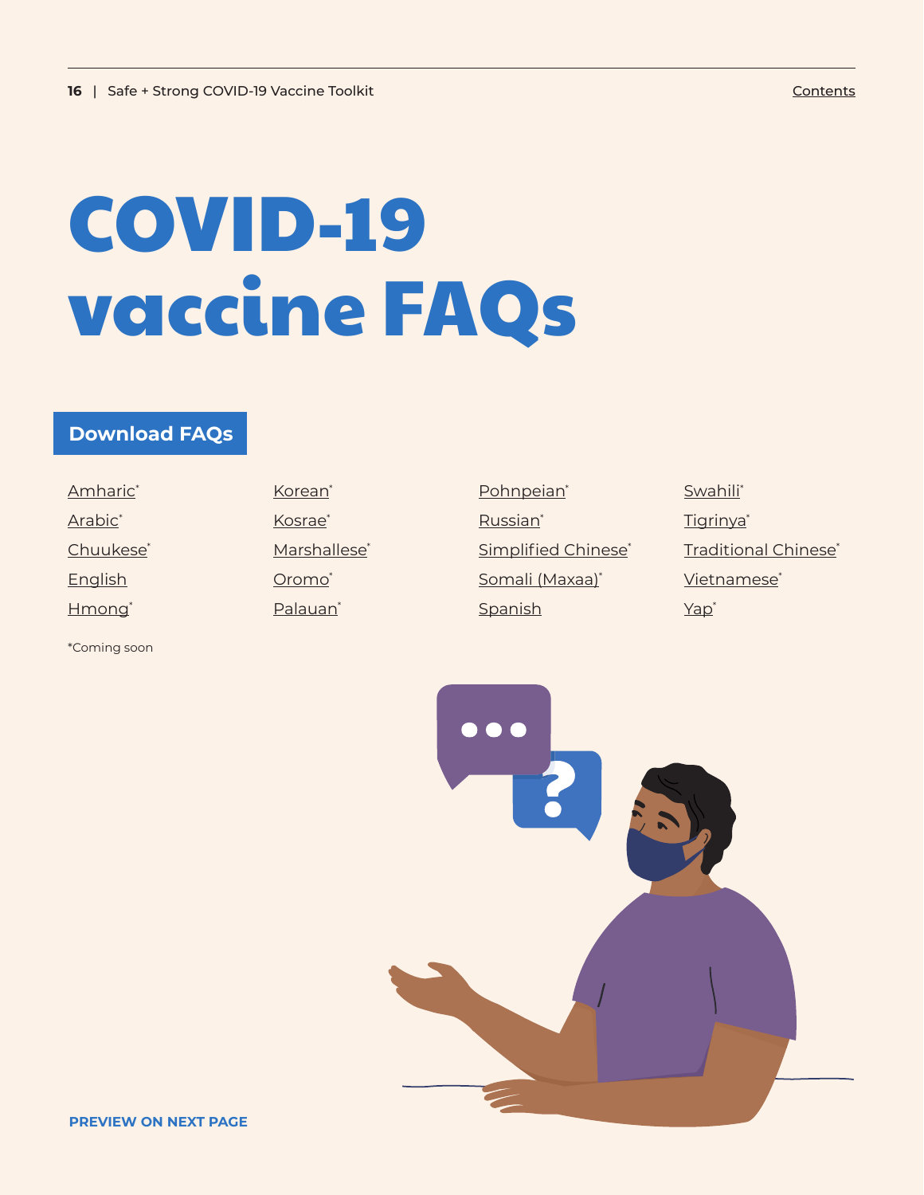# COVID-19 vaccine FAQs

**Download FAQs**

- Amharic*
- Arabic*
- Chuukese*
- English
- Hmong*
- Korean*
- Kosrae*
- Marshallese*
- Oromo*
- Palauan*
- Pohnpeian*
- Russian*
- Simplified Chinese*
- Somali (Maxaa)*
- Spanish
- Swahili*
- Tigrinya*
- Traditional Chinese*
- Vietnamese*
- Yap*

*Coming soon

**PREVIEW ON NEXT PAGE**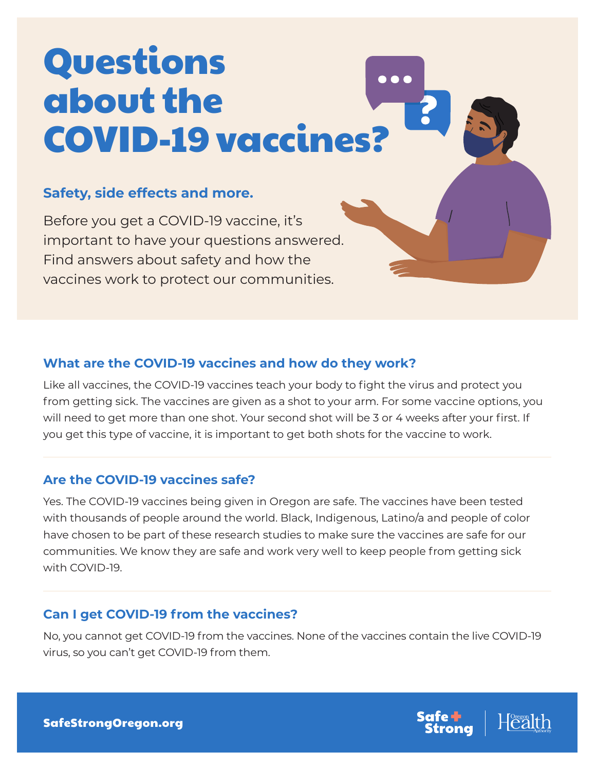# Questions about the COVID-19 vaccines?

**Safety, side effects and more.**

Before you get a COVID-19 vaccine, it's important to have your questions answered. Find answers about safety and how the vaccines work to protect our communities.

### What are the COVID-19 vaccines and how do they work?

Like all vaccines, the COVID-19 vaccines teach your body to fight the virus and protect you from getting sick. The vaccines are given as a shot to your arm. For some vaccine options, you will need to get more than one shot. Your second shot will be 3 or 4 weeks after your first. If you get this type of vaccine, it is important to get both shots for the vaccine to work.

### Are the COVID-19 vaccines safe?

Yes. The COVID-19 vaccines being given in Oregon are safe. The vaccines have been tested with thousands of people around the world. Black, Indigenous, Latino/a and people of color have chosen to be part of these research studies to make sure the vaccines are safe for our communities. We know they are safe and work very well to keep people from getting sick with COVID-19.

### Can I get COVID-19 from the vaccines?

No, you cannot get COVID-19 from the vaccines. None of the vaccines contain the live COVID-19 virus, so you can't get COVID-19 from them.

**SafeStrongOregon.org**

Safe + Strong | Oregon Health Authority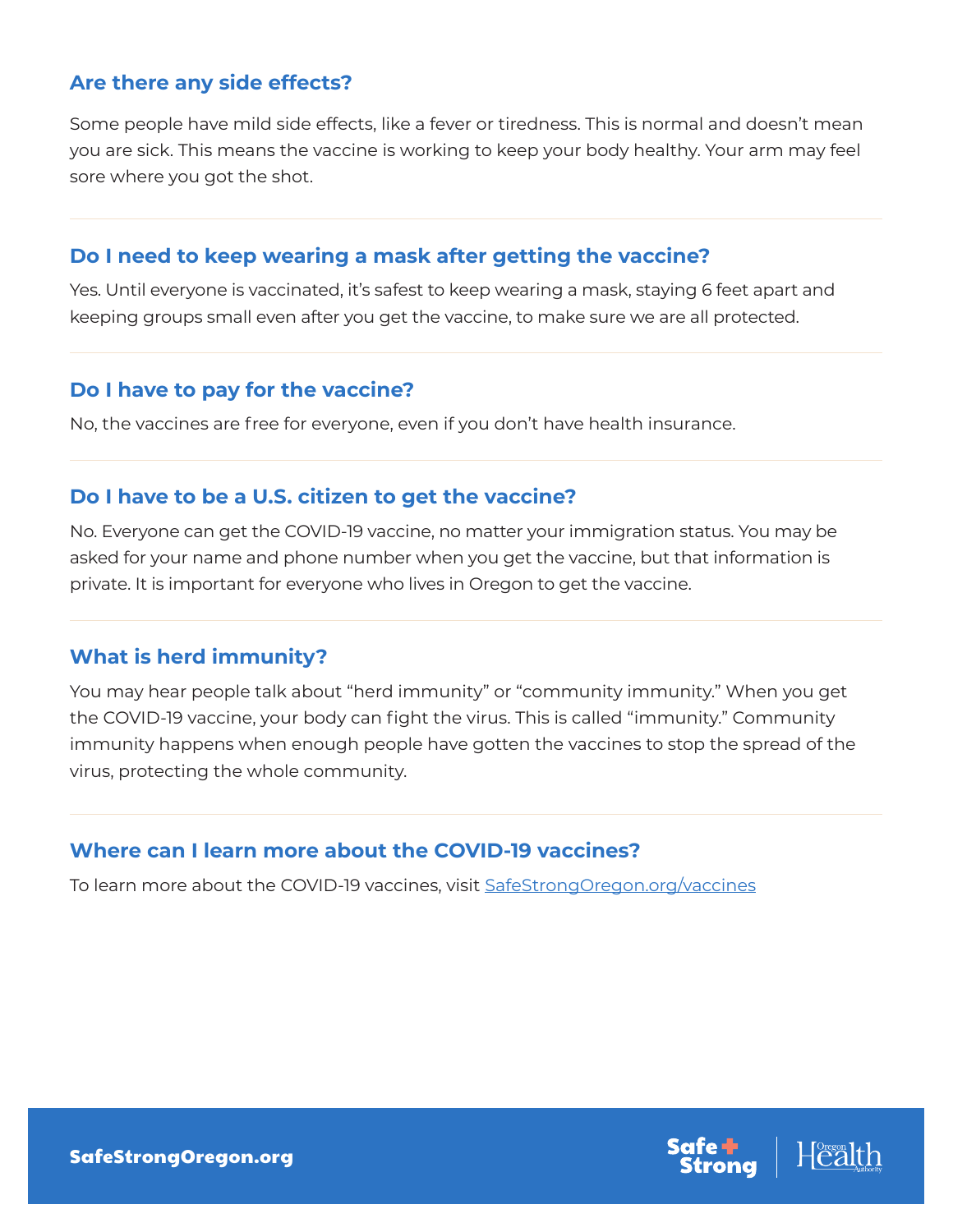## Are there any side effects?

Some people have mild side effects, like a fever or tiredness. This is normal and doesn't mean you are sick. This means the vaccine is working to keep your body healthy. Your arm may feel sore where you got the shot.

## Do I need to keep wearing a mask after getting the vaccine?

Yes. Until everyone is vaccinated, it's safest to keep wearing a mask, staying 6 feet apart and keeping groups small even after you get the vaccine, to make sure we are all protected.

## Do I have to pay for the vaccine?

No, the vaccines are free for everyone, even if you don't have health insurance.

## Do I have to be a U.S. citizen to get the vaccine?

No. Everyone can get the COVID-19 vaccine, no matter your immigration status. You may be asked for your name and phone number when you get the vaccine, but that information is private. It is important for everyone who lives in Oregon to get the vaccine.

## What is herd immunity?

You may hear people talk about "herd immunity" or "community immunity." When you get the COVID-19 vaccine, your body can fight the virus. This is called "immunity." Community immunity happens when enough people have gotten the vaccines to stop the spread of the virus, protecting the whole community.

## Where can I learn more about the COVID-19 vaccines?

To learn more about the COVID-19 vaccines, visit SafeStrongOregon.org/vaccines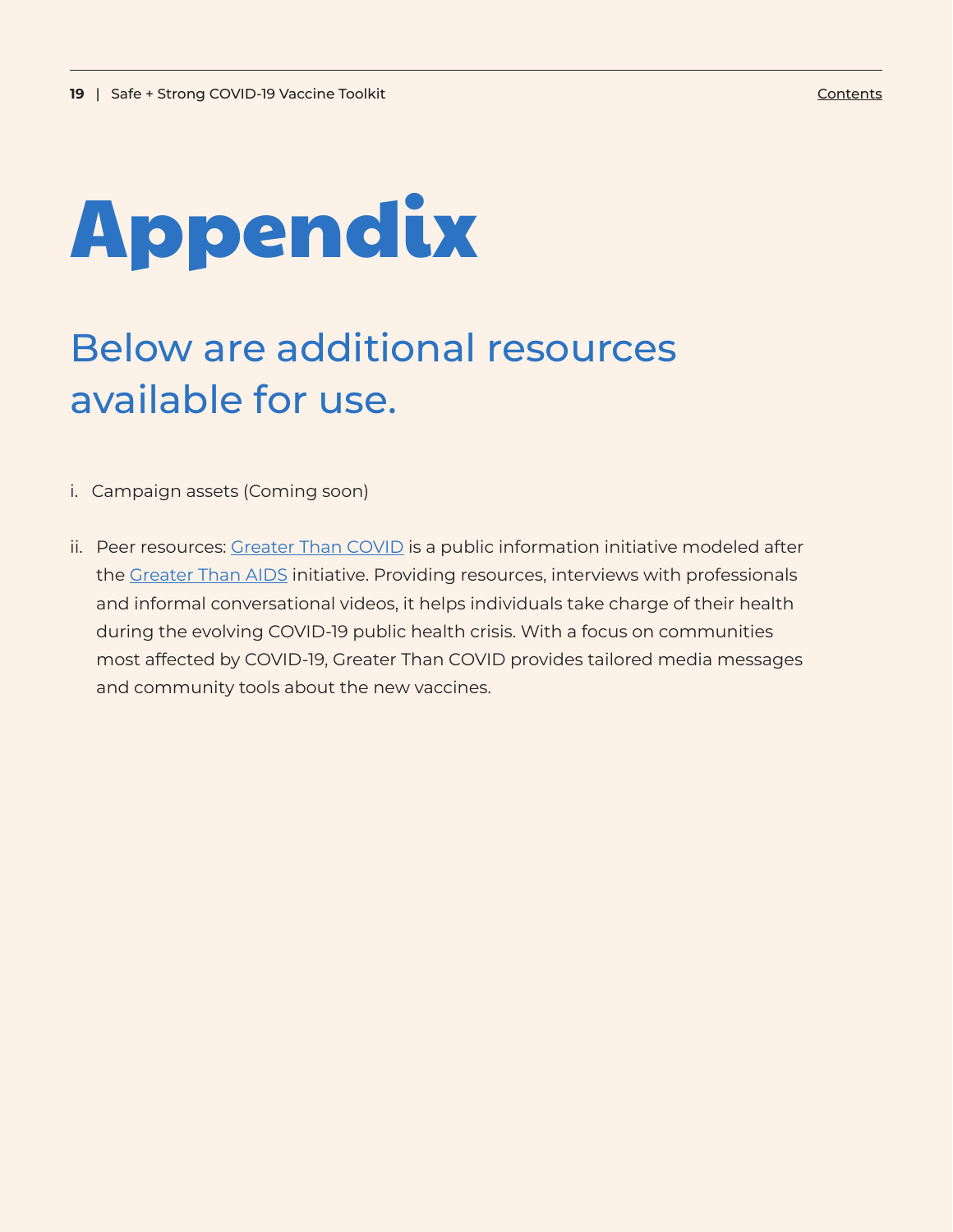# Appendix

## Below are additional resources available for use.

i. Campaign assets (Coming soon)

ii. Peer resources: Greater Than COVID is a public information initiative modeled after the Greater Than AIDS initiative. Providing resources, interviews with professionals and informal conversational videos, it helps individuals take charge of their health during the evolving COVID-19 public health crisis. With a focus on communities most affected by COVID-19, Greater Than COVID provides tailored media messages and community tools about the new vaccines.